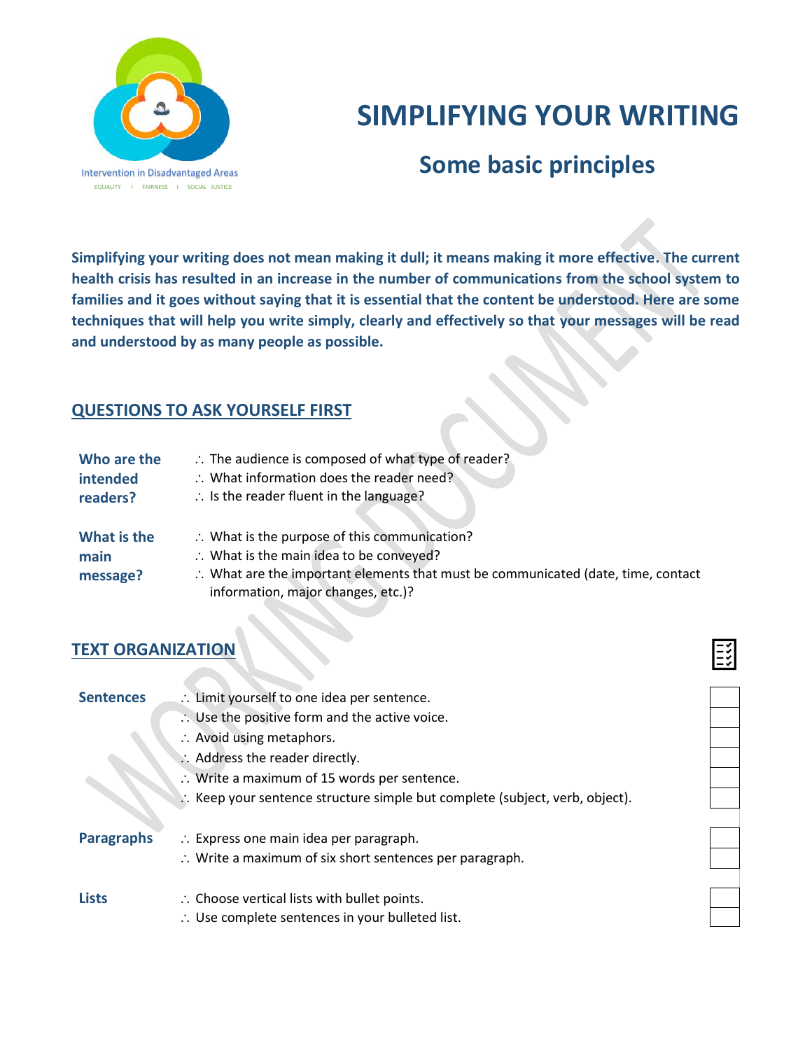Intervention in Disadvantaged Areas

EQUALITY | FAIRNESS | SOCIAL JUSTICE

# SIMPLIFYING YOUR WRITING

## Some basic principles

**Simplifying your writing does not mean making it dull; it means making it more effective. The current health crisis has resulted in an increase in the number of communications from the school system to families and it goes without saying that it is essential that the content be understood. Here are some techniques that will help you write simply, clearly and effectively so that your messages will be read and understood by as many people as possible.**

## QUESTIONS TO ASK YOURSELF FIRST

**Who are the intended readers?**

- ∴ The audience is composed of what type of reader?
- ∴ What information does the reader need?
- ∴ Is the reader fluent in the language?

**What is the main message?**

- ∴ What is the purpose of this communication?
- ∴ What is the main idea to be conveyed?
- ∴ What are the important elements that must be communicated (date, time, contact information, major changes, etc.)?

## TEXT ORGANIZATION

**Sentences**

- ∴ Limit yourself to one idea per sentence. ☐
- ∴ Use the positive form and the active voice. ☐
- ∴ Avoid using metaphors. ☐
- ∴ Address the reader directly. ☐
- ∴ Write a maximum of 15 words per sentence. ☐
- ∴ Keep your sentence structure simple but complete (subject, verb, object). ☐

**Paragraphs**

- ∴ Express one main idea per paragraph. ☐
- ∴ Write a maximum of six short sentences per paragraph. ☐

**Lists**

- ∴ Choose vertical lists with bullet points. ☐
- ∴ Use complete sentences in your bulleted list. ☐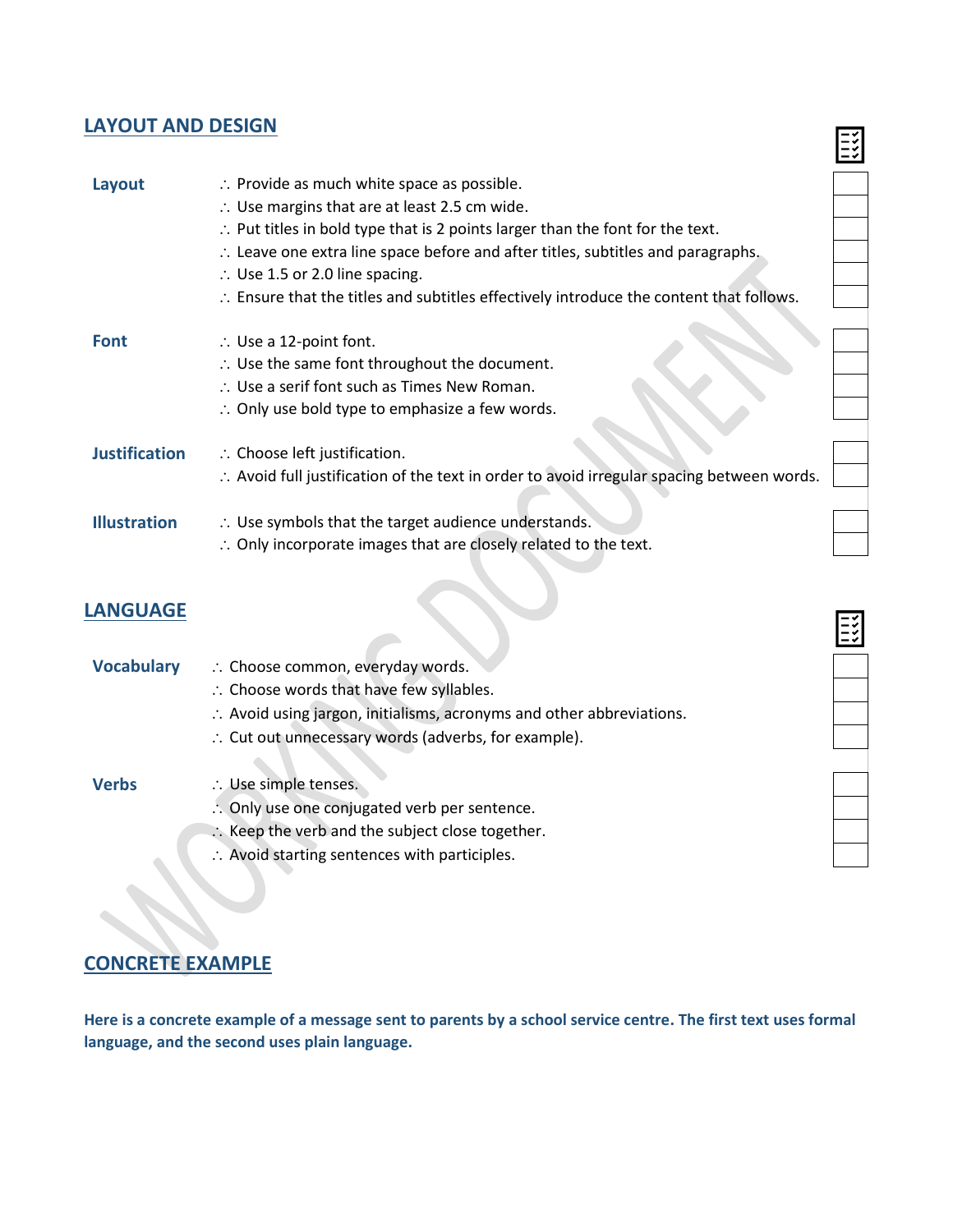## LAYOUT AND DESIGN

**Layout**

- ∴ Provide as much white space as possible.
- ∴ Use margins that are at least 2.5 cm wide.
- ∴ Put titles in bold type that is 2 points larger than the font for the text.
- ∴ Leave one extra line space before and after titles, subtitles and paragraphs.
- ∴ Use 1.5 or 2.0 line spacing.
- ∴ Ensure that the titles and subtitles effectively introduce the content that follows.

**Font**

- ∴ Use a 12-point font.
- ∴ Use the same font throughout the document.
- ∴ Use a serif font such as Times New Roman.
- ∴ Only use bold type to emphasize a few words.

**Justification**

- ∴ Choose left justification.
- ∴ Avoid full justification of the text in order to avoid irregular spacing between words.

**Illustration**

- ∴ Use symbols that the target audience understands.
- ∴ Only incorporate images that are closely related to the text.

## LANGUAGE

**Vocabulary**

- ∴ Choose common, everyday words.
- ∴ Choose words that have few syllables.
- ∴ Avoid using jargon, initialisms, acronyms and other abbreviations.
- ∴ Cut out unnecessary words (adverbs, for example).

**Verbs**

- ∴ Use simple tenses.
- ∴ Only use one conjugated verb per sentence.
- ∴ Keep the verb and the subject close together.
- ∴ Avoid starting sentences with participles.

## CONCRETE EXAMPLE

**Here is a concrete example of a message sent to parents by a school service centre. The first text uses formal language, and the second uses plain language.**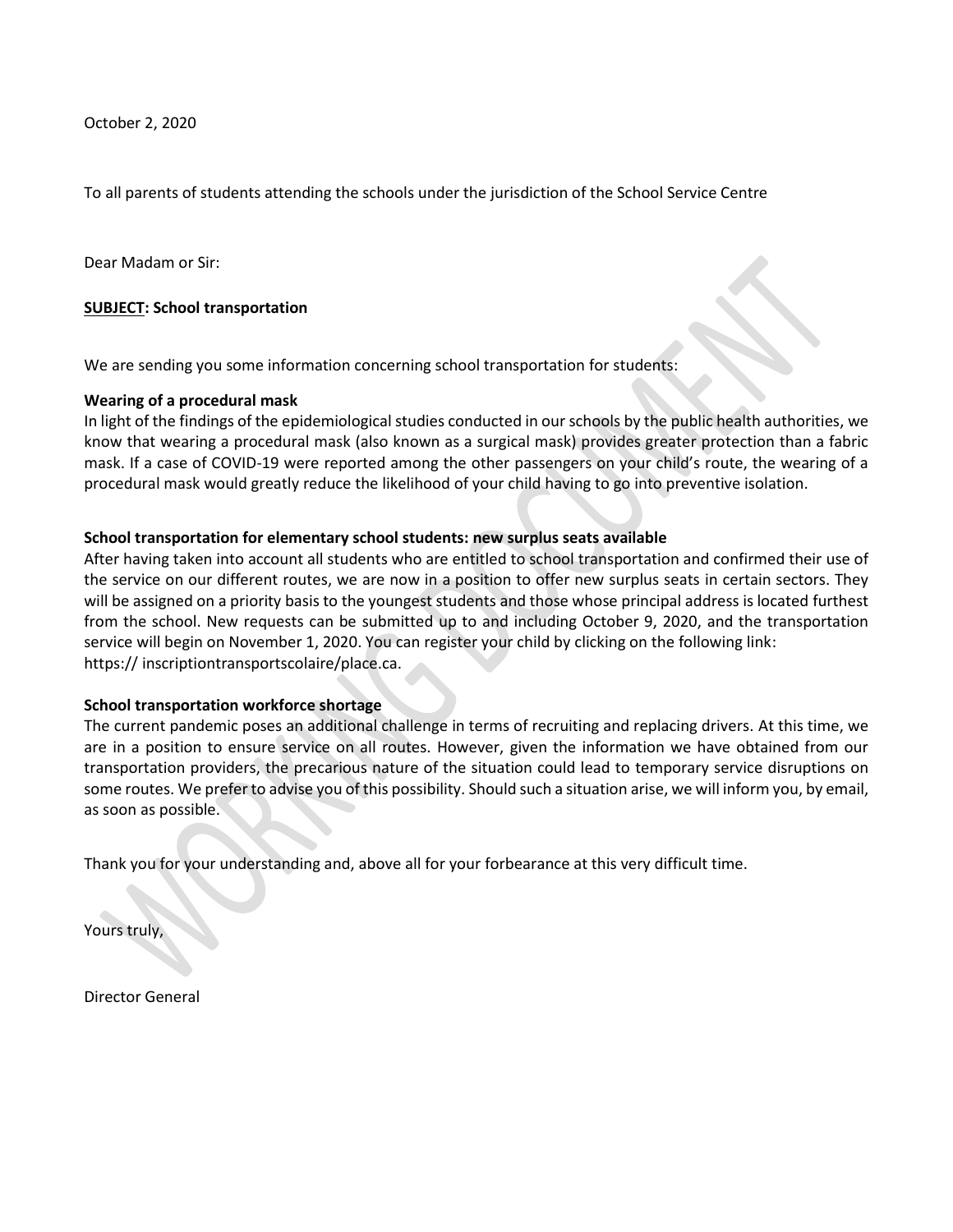October 2, 2020

To all parents of students attending the schools under the jurisdiction of the School Service Centre

Dear Madam or Sir:

**<u>SUBJECT</u>: School transportation**

We are sending you some information concerning school transportation for students:

**Wearing of a procedural mask**
In light of the findings of the epidemiological studies conducted in our schools by the public health authorities, we know that wearing a procedural mask (also known as a surgical mask) provides greater protection than a fabric mask. If a case of COVID-19 were reported among the other passengers on your child's route, the wearing of a procedural mask would greatly reduce the likelihood of your child having to go into preventive isolation.

**School transportation for elementary school students: new surplus seats available**
After having taken into account all students who are entitled to school transportation and confirmed their use of the service on our different routes, we are now in a position to offer new surplus seats in certain sectors. They will be assigned on a priority basis to the youngest students and those whose principal address is located furthest from the school. New requests can be submitted up to and including October 9, 2020, and the transportation service will begin on November 1, 2020. You can register your child by clicking on the following link: https:// inscriptiontransportscolaire/place.ca.

**School transportation workforce shortage**
The current pandemic poses an additional challenge in terms of recruiting and replacing drivers. At this time, we are in a position to ensure service on all routes. However, given the information we have obtained from our transportation providers, the precarious nature of the situation could lead to temporary service disruptions on some routes. We prefer to advise you of this possibility. Should such a situation arise, we will inform you, by email, as soon as possible.

Thank you for your understanding and, above all for your forbearance at this very difficult time.

Yours truly,

Director General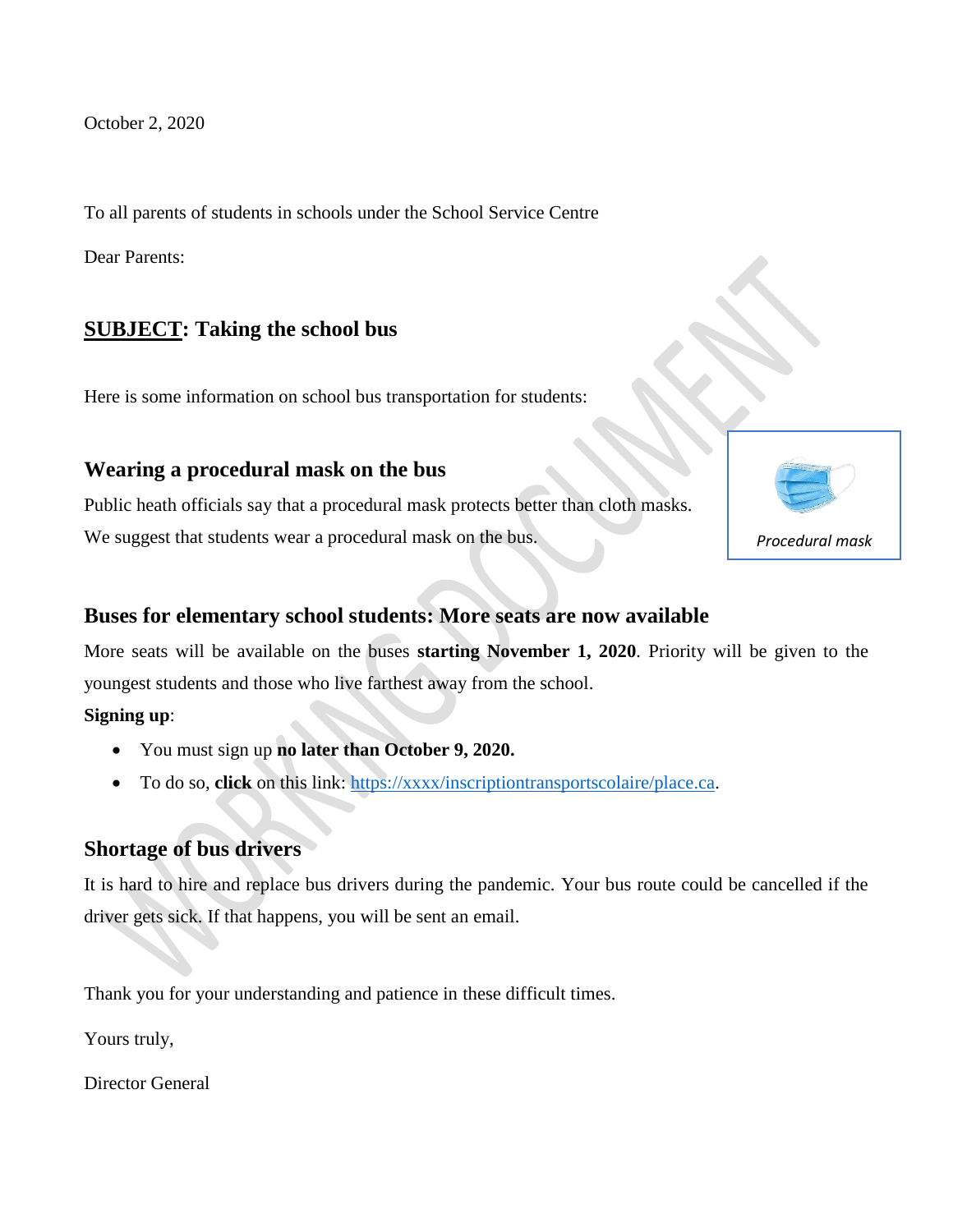October 2, 2020

To all parents of students in schools under the School Service Centre

Dear Parents:

## **SUBJECT**: Taking the school bus

Here is some information on school bus transportation for students:

### Wearing a procedural mask on the bus

Public heath officials say that a procedural mask protects better than cloth masks. We suggest that students wear a procedural mask on the bus.

*Procedural mask*

### Buses for elementary school students: More seats are now available

More seats will be available on the buses **starting November 1, 2020**. Priority will be given to the youngest students and those who live farthest away from the school.

**Signing up**:

- You must sign up **no later than October 9, 2020.**
- To do so, **click** on this link: https://xxxx/inscriptiontransportscolaire/place.ca.

### Shortage of bus drivers

It is hard to hire and replace bus drivers during the pandemic. Your bus route could be cancelled if the driver gets sick. If that happens, you will be sent an email.

Thank you for your understanding and patience in these difficult times.

Yours truly,

Director General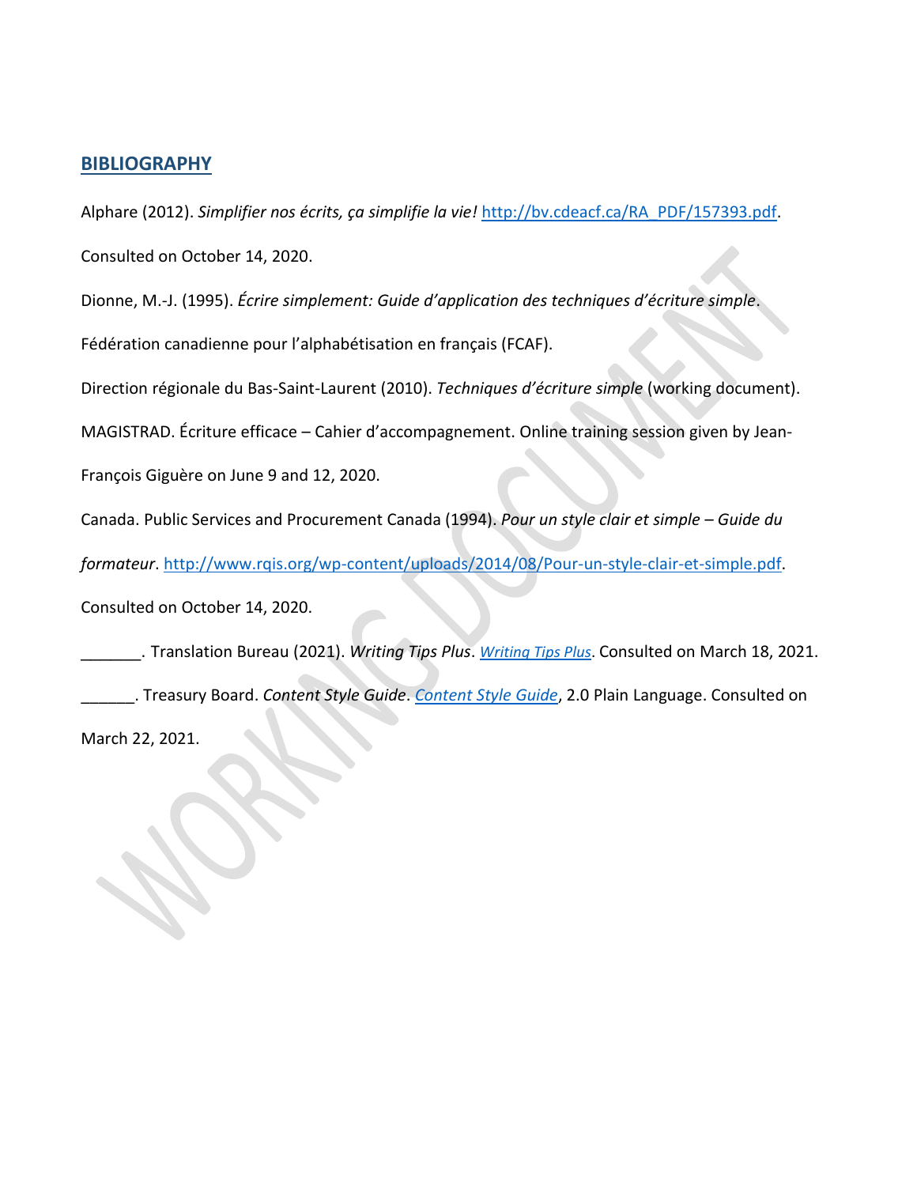## BIBLIOGRAPHY

Alphare (2012). *Simplifier nos écrits, ça simplifie la vie!* http://bv.cdeacf.ca/RA_PDF/157393.pdf. Consulted on October 14, 2020.

Dionne, M.-J. (1995). *Écrire simplement: Guide d'application des techniques d'écriture simple*. Fédération canadienne pour l'alphabétisation en français (FCAF).

Direction régionale du Bas-Saint-Laurent (2010). *Techniques d'écriture simple* (working document).

MAGISTRAD. Écriture efficace – Cahier d'accompagnement. Online training session given by Jean-François Giguère on June 9 and 12, 2020.

Canada. Public Services and Procurement Canada (1994). *Pour un style clair et simple – Guide du formateur*. http://www.rqis.org/wp-content/uploads/2014/08/Pour-un-style-clair-et-simple.pdf. Consulted on October 14, 2020.

_______. Translation Bureau (2021). *Writing Tips Plus*. *Writing Tips Plus*. Consulted on March 18, 2021.

______. Treasury Board. *Content Style Guide*. *Content Style Guide*, 2.0 Plain Language. Consulted on March 22, 2021.